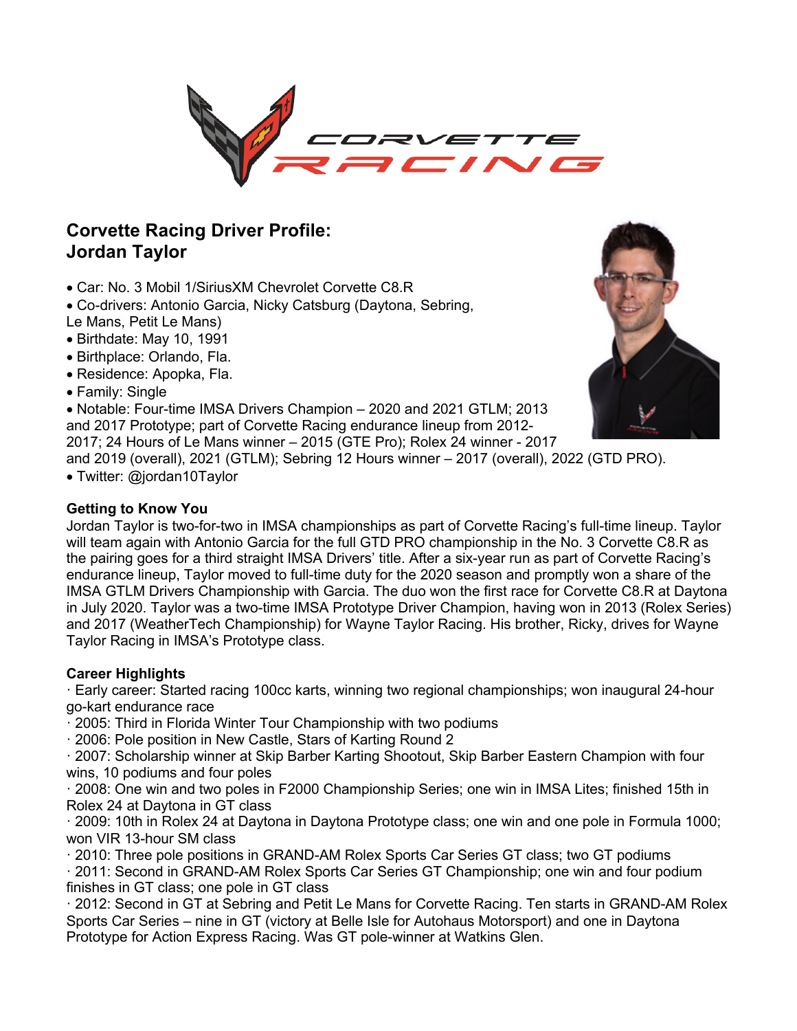# Corvette Racing Driver Profile: Jordan Taylor

- Car: No. 3 Mobil 1/SiriusXM Chevrolet Corvette C8.R
- Co-drivers: Antonio Garcia, Nicky Catsburg (Daytona, Sebring, Le Mans, Petit Le Mans)
- Birthdate: May 10, 1991
- Birthplace: Orlando, Fla.
- Residence: Apopka, Fla.
- Family: Single
- Notable: Four-time IMSA Drivers Champion – 2020 and 2021 GTLM; 2013 and 2017 Prototype; part of Corvette Racing endurance lineup from 2012-2017; 24 Hours of Le Mans winner – 2015 (GTE Pro); Rolex 24 winner - 2017 and 2019 (overall), 2021 (GTLM); Sebring 12 Hours winner – 2017 (overall), 2022 (GTD PRO).
- Twitter: @jordan10Taylor

**Getting to Know You**

Jordan Taylor is two-for-two in IMSA championships as part of Corvette Racing's full-time lineup. Taylor will team again with Antonio Garcia for the full GTD PRO championship in the No. 3 Corvette C8.R as the pairing goes for a third straight IMSA Drivers' title. After a six-year run as part of Corvette Racing's endurance lineup, Taylor moved to full-time duty for the 2020 season and promptly won a share of the IMSA GTLM Drivers Championship with Garcia. The duo won the first race for Corvette C8.R at Daytona in July 2020. Taylor was a two-time IMSA Prototype Driver Champion, having won in 2013 (Rolex Series) and 2017 (WeatherTech Championship) for Wayne Taylor Racing. His brother, Ricky, drives for Wayne Taylor Racing in IMSA's Prototype class.

**Career Highlights**

· Early career: Started racing 100cc karts, winning two regional championships; won inaugural 24-hour go-kart endurance race

· 2005: Third in Florida Winter Tour Championship with two podiums

· 2006: Pole position in New Castle, Stars of Karting Round 2

· 2007: Scholarship winner at Skip Barber Karting Shootout, Skip Barber Eastern Champion with four wins, 10 podiums and four poles

· 2008: One win and two poles in F2000 Championship Series; one win in IMSA Lites; finished 15th in Rolex 24 at Daytona in GT class

· 2009: 10th in Rolex 24 at Daytona in Daytona Prototype class; one win and one pole in Formula 1000; won VIR 13-hour SM class

· 2010: Three pole positions in GRAND-AM Rolex Sports Car Series GT class; two GT podiums

· 2011: Second in GRAND-AM Rolex Sports Car Series GT Championship; one win and four podium finishes in GT class; one pole in GT class

· 2012: Second in GT at Sebring and Petit Le Mans for Corvette Racing. Ten starts in GRAND-AM Rolex Sports Car Series – nine in GT (victory at Belle Isle for Autohaus Motorsport) and one in Daytona Prototype for Action Express Racing. Was GT pole-winner at Watkins Glen.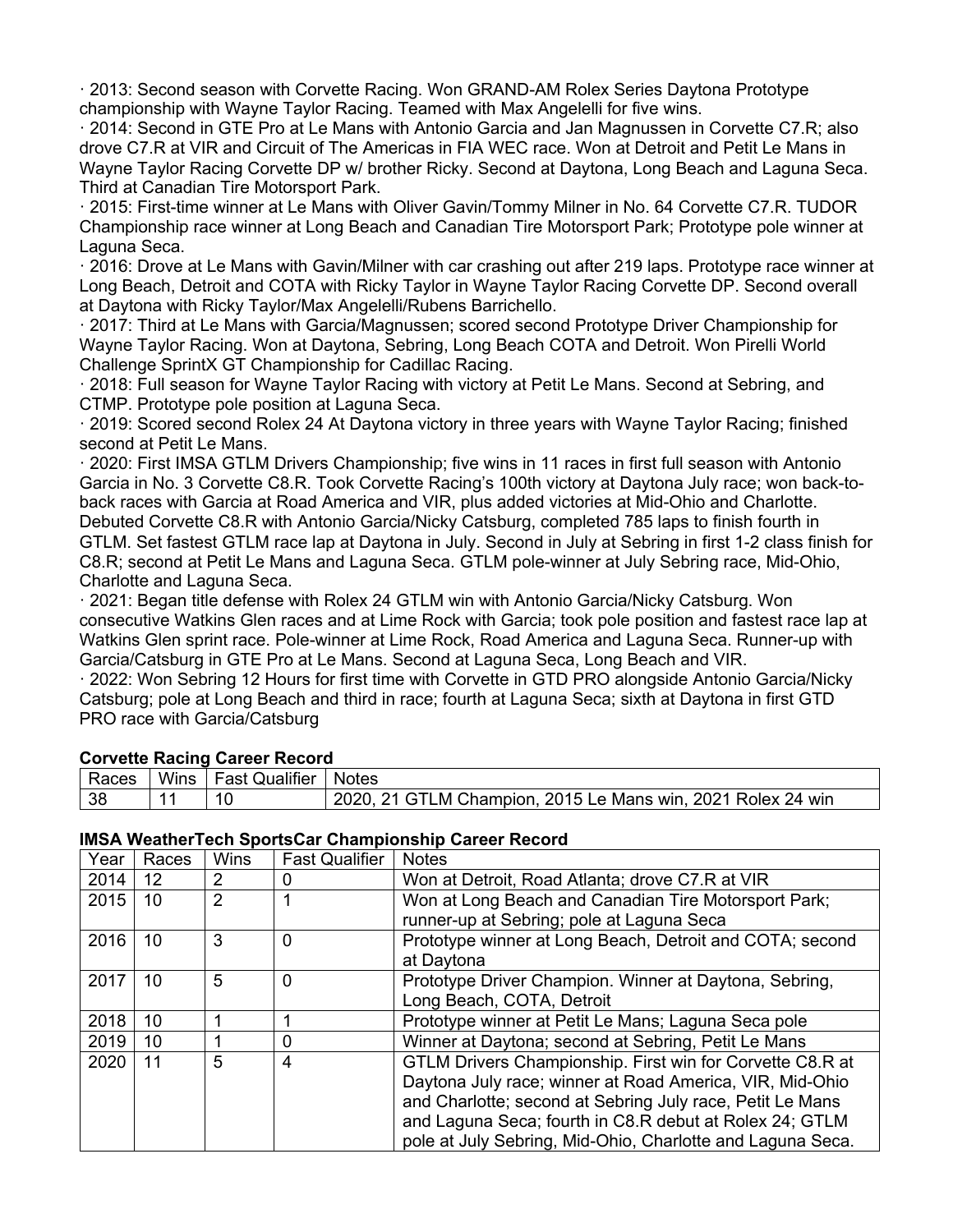· 2013: Second season with Corvette Racing. Won GRAND-AM Rolex Series Daytona Prototype championship with Wayne Taylor Racing. Teamed with Max Angelelli for five wins.

· 2014: Second in GTE Pro at Le Mans with Antonio Garcia and Jan Magnussen in Corvette C7.R; also drove C7.R at VIR and Circuit of The Americas in FIA WEC race. Won at Detroit and Petit Le Mans in Wayne Taylor Racing Corvette DP w/ brother Ricky. Second at Daytona, Long Beach and Laguna Seca. Third at Canadian Tire Motorsport Park.

· 2015: First-time winner at Le Mans with Oliver Gavin/Tommy Milner in No. 64 Corvette C7.R. TUDOR Championship race winner at Long Beach and Canadian Tire Motorsport Park; Prototype pole winner at Laguna Seca.

· 2016: Drove at Le Mans with Gavin/Milner with car crashing out after 219 laps. Prototype race winner at Long Beach, Detroit and COTA with Ricky Taylor in Wayne Taylor Racing Corvette DP. Second overall at Daytona with Ricky Taylor/Max Angelelli/Rubens Barrichello.

· 2017: Third at Le Mans with Garcia/Magnussen; scored second Prototype Driver Championship for Wayne Taylor Racing. Won at Daytona, Sebring, Long Beach COTA and Detroit. Won Pirelli World Challenge SprintX GT Championship for Cadillac Racing.

· 2018: Full season for Wayne Taylor Racing with victory at Petit Le Mans. Second at Sebring, and CTMP. Prototype pole position at Laguna Seca.

· 2019: Scored second Rolex 24 At Daytona victory in three years with Wayne Taylor Racing; finished second at Petit Le Mans.

· 2020: First IMSA GTLM Drivers Championship; five wins in 11 races in first full season with Antonio Garcia in No. 3 Corvette C8.R. Took Corvette Racing's 100th victory at Daytona July race; won back-to-back races with Garcia at Road America and VIR, plus added victories at Mid-Ohio and Charlotte. Debuted Corvette C8.R with Antonio Garcia/Nicky Catsburg, completed 785 laps to finish fourth in GTLM. Set fastest GTLM race lap at Daytona in July. Second in July at Sebring in first 1-2 class finish for C8.R; second at Petit Le Mans and Laguna Seca. GTLM pole-winner at July Sebring race, Mid-Ohio, Charlotte and Laguna Seca.

· 2021: Began title defense with Rolex 24 GTLM win with Antonio Garcia/Nicky Catsburg. Won consecutive Watkins Glen races and at Lime Rock with Garcia; took pole position and fastest race lap at Watkins Glen sprint race. Pole-winner at Lime Rock, Road America and Laguna Seca. Runner-up with Garcia/Catsburg in GTE Pro at Le Mans. Second at Laguna Seca, Long Beach and VIR.

· 2022: Won Sebring 12 Hours for first time with Corvette in GTD PRO alongside Antonio Garcia/Nicky Catsburg; pole at Long Beach and third in race; fourth at Laguna Seca; sixth at Daytona in first GTD PRO race with Garcia/Catsburg

**Corvette Racing Career Record**

| Races | Wins | Fast Qualifier | Notes |
|---|---|---|---|
| 38 | 11 | 10 | 2020, 21 GTLM Champion, 2015 Le Mans win, 2021 Rolex 24 win |

**IMSA WeatherTech SportsCar Championship Career Record**

| Year | Races | Wins | Fast Qualifier | Notes |
|---|---|---|---|---|
| 2014 | 12 | 2 | 0 | Won at Detroit, Road Atlanta; drove C7.R at VIR |
| 2015 | 10 | 2 | 1 | Won at Long Beach and Canadian Tire Motorsport Park; runner-up at Sebring; pole at Laguna Seca |
| 2016 | 10 | 3 | 0 | Prototype winner at Long Beach, Detroit and COTA; second at Daytona |
| 2017 | 10 | 5 | 0 | Prototype Driver Champion. Winner at Daytona, Sebring, Long Beach, COTA, Detroit |
| 2018 | 10 | 1 | 1 | Prototype winner at Petit Le Mans; Laguna Seca pole |
| 2019 | 10 | 1 | 0 | Winner at Daytona; second at Sebring, Petit Le Mans |
| 2020 | 11 | 5 | 4 | GTLM Drivers Championship. First win for Corvette C8.R at Daytona July race; winner at Road America, VIR, Mid-Ohio and Charlotte; second at Sebring July race, Petit Le Mans and Laguna Seca; fourth in C8.R debut at Rolex 24; GTLM pole at July Sebring, Mid-Ohio, Charlotte and Laguna Seca. |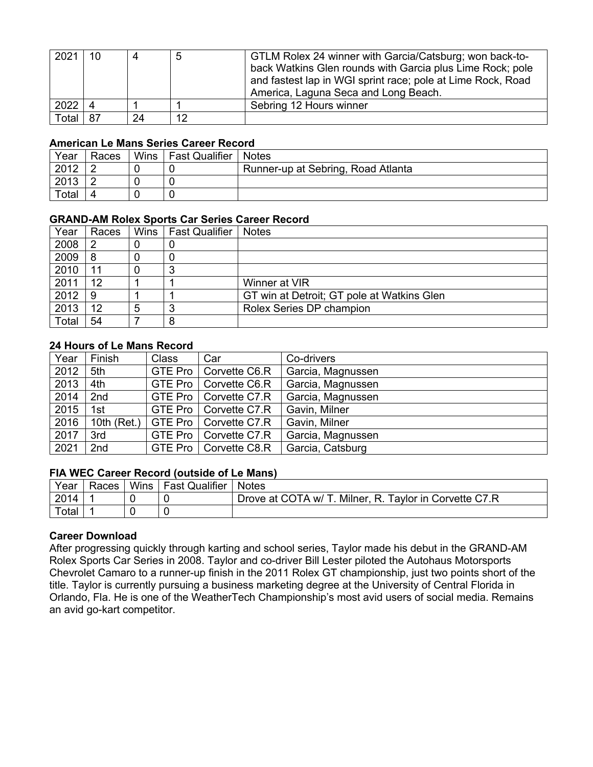| | | | | |
|---|---|---|---|---|
| 2021 | 10 | 4 | 5 | GTLM Rolex 24 winner with Garcia/Catsburg; won back-to-back Watkins Glen rounds with Garcia plus Lime Rock; pole and fastest lap in WGI sprint race; pole at Lime Rock, Road America, Laguna Seca and Long Beach. |
| 2022 | 4 | 1 | 1 | Sebring 12 Hours winner |
| Total | 87 | 24 | 12 | |

**American Le Mans Series Career Record**

| Year | Races | Wins | Fast Qualifier | Notes |
|---|---|---|---|---|
| 2012 | 2 | 0 | 0 | Runner-up at Sebring, Road Atlanta |
| 2013 | 2 | 0 | 0 | |
| Total | 4 | 0 | 0 | |

**GRAND-AM Rolex Sports Car Series Career Record**

| Year | Races | Wins | Fast Qualifier | Notes |
|---|---|---|---|---|
| 2008 | 2 | 0 | 0 | |
| 2009 | 8 | 0 | 0 | |
| 2010 | 11 | 0 | 3 | |
| 2011 | 12 | 1 | 1 | Winner at VIR |
| 2012 | 9 | 1 | 1 | GT win at Detroit; GT pole at Watkins Glen |
| 2013 | 12 | 5 | 3 | Rolex Series DP champion |
| Total | 54 | 7 | 8 | |

**24 Hours of Le Mans Record**

| Year | Finish | Class | Car | Co-drivers |
|---|---|---|---|---|
| 2012 | 5th | GTE Pro | Corvette C6.R | Garcia, Magnussen |
| 2013 | 4th | GTE Pro | Corvette C6.R | Garcia, Magnussen |
| 2014 | 2nd | GTE Pro | Corvette C7.R | Garcia, Magnussen |
| 2015 | 1st | GTE Pro | Corvette C7.R | Gavin, Milner |
| 2016 | 10th (Ret.) | GTE Pro | Corvette C7.R | Gavin, Milner |
| 2017 | 3rd | GTE Pro | Corvette C7.R | Garcia, Magnussen |
| 2021 | 2nd | GTE Pro | Corvette C8.R | Garcia, Catsburg |

**FIA WEC Career Record (outside of Le Mans)**

| Year | Races | Wins | Fast Qualifier | Notes |
|---|---|---|---|---|
| 2014 | 1 | 0 | 0 | Drove at COTA w/ T. Milner, R. Taylor in Corvette C7.R |
| Total | 1 | 0 | 0 | |

**Career Download**

After progressing quickly through karting and school series, Taylor made his debut in the GRAND-AM Rolex Sports Car Series in 2008. Taylor and co-driver Bill Lester piloted the Autohaus Motorsports Chevrolet Camaro to a runner-up finish in the 2011 Rolex GT championship, just two points short of the title. Taylor is currently pursuing a business marketing degree at the University of Central Florida in Orlando, Fla. He is one of the WeatherTech Championship's most avid users of social media. Remains an avid go-kart competitor.